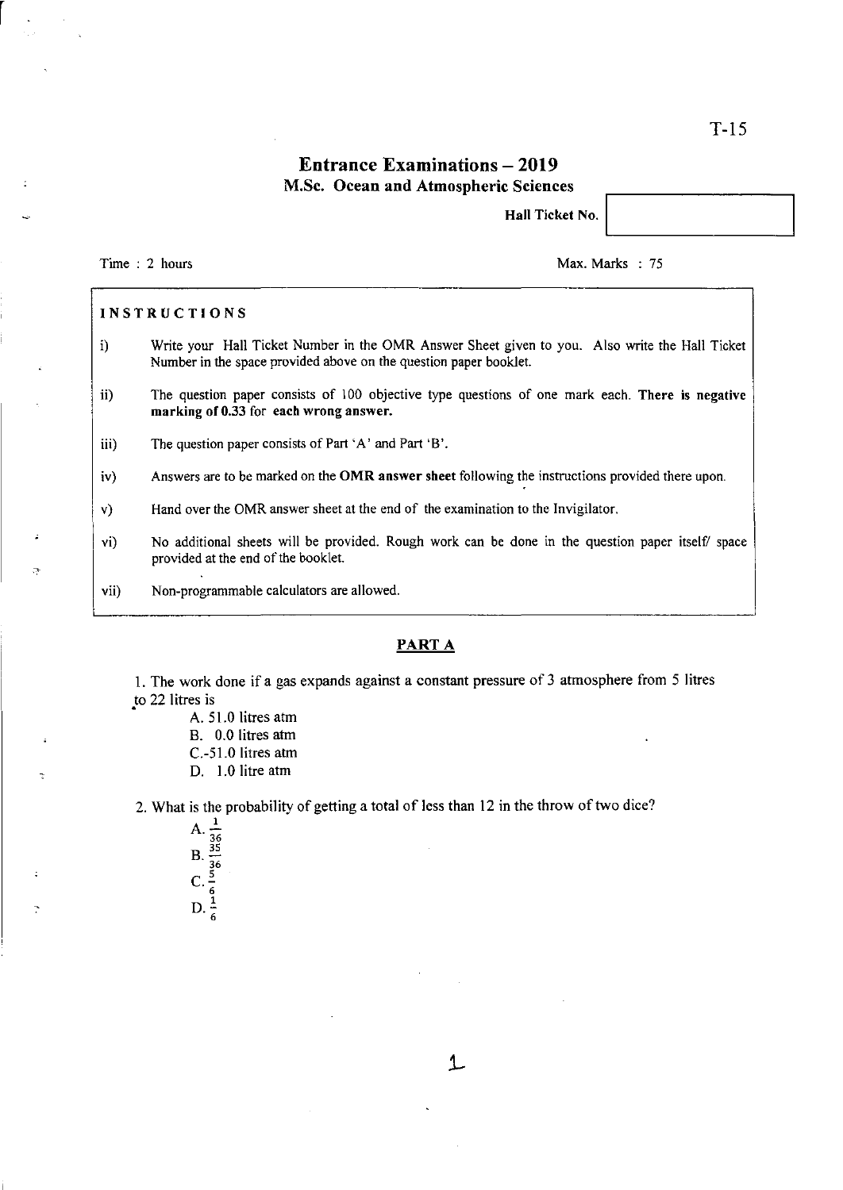T-15

# Entrance Examinations – 2019

## M.Sc. Ocean and Atmospheric Sciences

**Hall Ticket No.**

Time : 2 hours

Max. Marks : 75

**INSTRUCTIONS**

i) Write your Hall Ticket Number in the OMR Answer Sheet given to you. Also write the Hall Ticket Number in the space provided above on the question paper booklet.

ii) The question paper consists of 100 objective type questions of one mark each. **There is negative marking of 0.33 for each wrong answer.**

iii) The question paper consists of Part 'A' and Part 'B'.

iv) Answers are to be marked on the **OMR answer sheet** following the instructions provided there upon.

v) Hand over the OMR answer sheet at the end of the examination to the Invigilator.

vi) No additional sheets will be provided. Rough work can be done in the question paper itself/ space provided at the end of the booklet.

vii) Non-programmable calculators are allowed.

## PART A

1. The work done if a gas expands against a constant pressure of 3 atmosphere from 5 litres to 22 litres is

A. 51.0 litres atm
B. 0.0 litres atm
C. -51.0 litres atm
D. 1.0 litre atm

2. What is the probability of getting a total of less than 12 in the throw of two dice?

A. $\frac{1}{36}$
B. $\frac{35}{36}$
C. $\frac{5}{6}$
D. $\frac{1}{6}$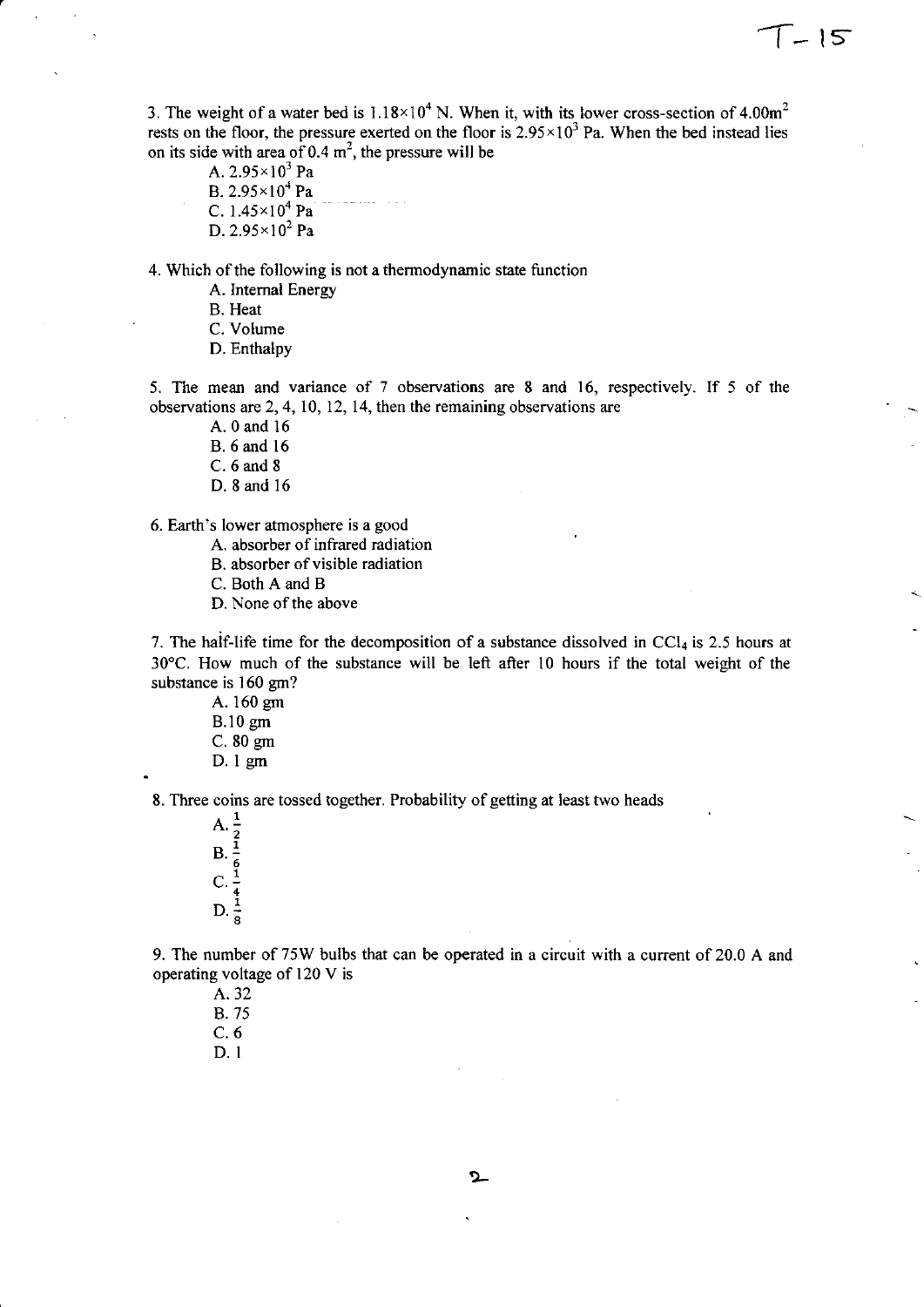3. The weight of a water bed is $1.18 \times 10^4$ N. When it, with its lower cross-section of $4.00 m^2$ rests on the floor, the pressure exerted on the floor is $2.95 \times 10^3$ Pa. When the bed instead lies on its side with area of $0.4 m^2$, the pressure will be

A. $2.95 \times 10^3$ Pa
B. $2.95 \times 10^4$ Pa
C. $1.45 \times 10^4$ Pa
D. $2.95 \times 10^2$ Pa

4. Which of the following is not a thermodynamic state function

A. Internal Energy
B. Heat
C. Volume
D. Enthalpy

5. The mean and variance of 7 observations are 8 and 16, respectively. If 5 of the observations are 2, 4, 10, 12, 14, then the remaining observations are

A. 0 and 16
B. 6 and 16
C. 6 and 8
D. 8 and 16

6. Earth's lower atmosphere is a good

A. absorber of infrared radiation
B. absorber of visible radiation
C. Both A and B
D. None of the above

7. The half-life time for the decomposition of a substance dissolved in $CCl_4$ is 2.5 hours at 30°C. How much of the substance will be left after 10 hours if the total weight of the substance is 160 gm?

A. 160 gm
B. 10 gm
C. 80 gm
D. 1 gm

8. Three coins are tossed together. Probability of getting at least two heads

A. $\frac{1}{2}$
B. $\frac{1}{6}$
C. $\frac{1}{4}$
D. $\frac{1}{8}$

9. The number of 75W bulbs that can be operated in a circuit with a current of 20.0 A and operating voltage of 120 V is

A. 32
B. 75
C. 6
D. 1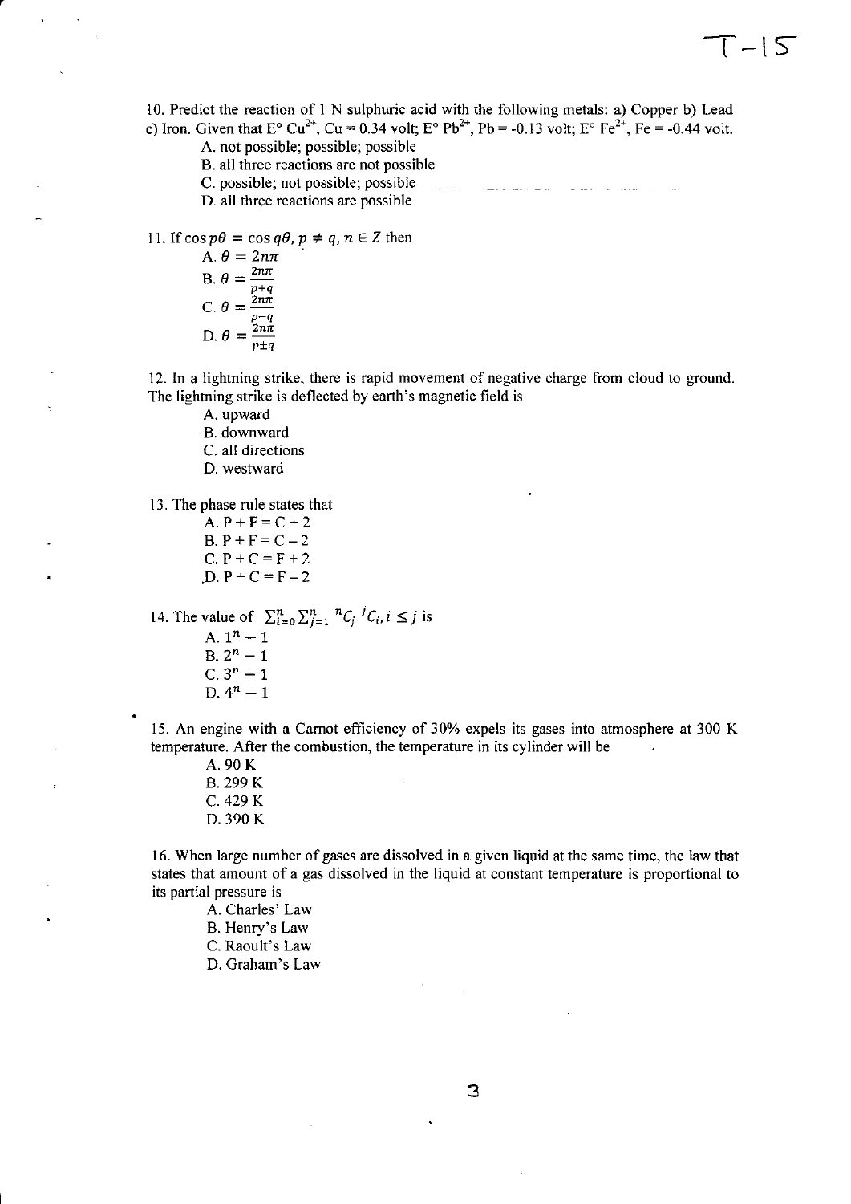10. Predict the reaction of 1 N sulphuric acid with the following metals: a) Copper b) Lead c) Iron. Given that E° $Cu^{2+}$, Cu = 0.34 volt; E° $Pb^{2+}$, Pb = -0.13 volt; E° $Fe^{2+}$, Fe = -0.44 volt.

A. not possible; possible; possible

B. all three reactions are not possible

C. possible; not possible; possible

D. all three reactions are possible

11. If $\cos p\theta = \cos q\theta, p \neq q, n \in Z$ then

A. $\theta = 2n\pi$

B. $\theta = \frac{2n\pi}{p+q}$

C. $\theta = \frac{2n\pi}{p-q}$

D. $\theta = \frac{2n\pi}{p \pm q}$

12. In a lightning strike, there is rapid movement of negative charge from cloud to ground. The lightning strike is deflected by earth's magnetic field is

A. upward

B. downward

C. all directions

D. westward

13. The phase rule states that

A. P + F = C + 2

B. P + F = C − 2

C. P + C = F + 2

D. P + C = F − 2

14. The value of $\sum_{i=0}^{n} \sum_{j=1}^{n} {}^{n}C_j \, {}^{j}C_i, i \leq j$ is

A. $1^n - 1$

B. $2^n - 1$

C. $3^n - 1$

D. $4^n - 1$

15. An engine with a Carnot efficiency of 30% expels its gases into atmosphere at 300 K temperature. After the combustion, the temperature in its cylinder will be

A. 90 K

B. 299 K

C. 429 K

D. 390 K

16. When large number of gases are dissolved in a given liquid at the same time, the law that states that amount of a gas dissolved in the liquid at constant temperature is proportional to its partial pressure is

A. Charles' Law

B. Henry's Law

C. Raoult's Law

D. Graham's Law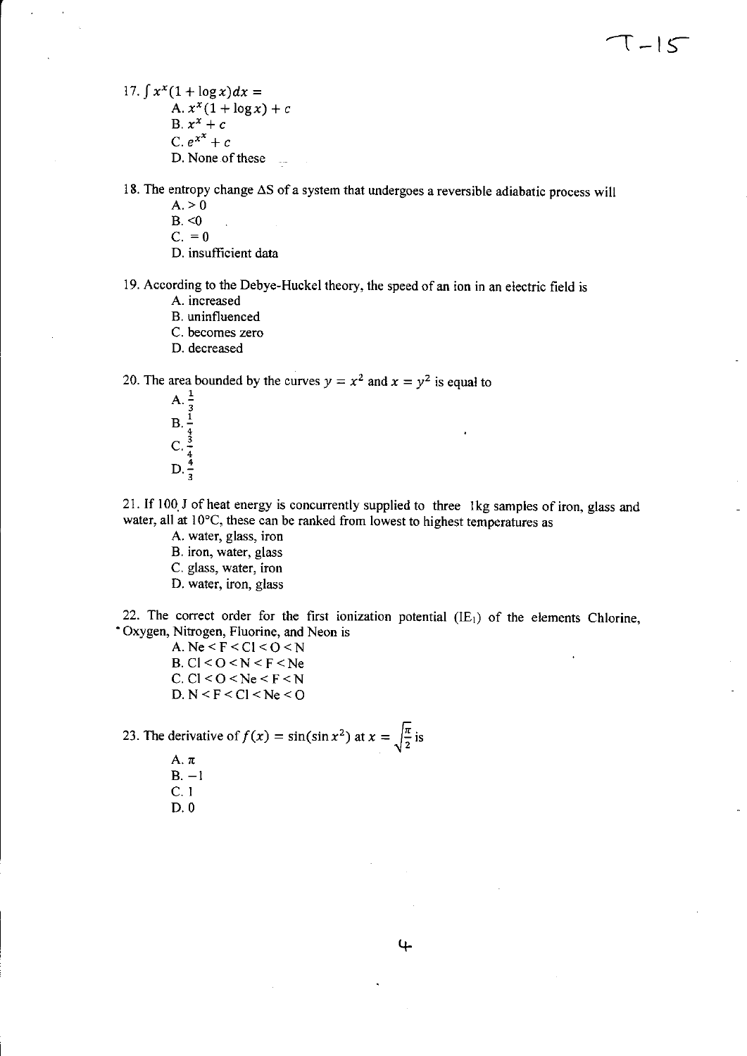17. $\int x^x(1 + \log x)dx =$

A. $x^x(1 + \log x) + c$

B. $x^x + c$

C. $e^{x^x} + c$

D. None of these

18. The entropy change $\Delta S$ of a system that undergoes a reversible adiabatic process will

A. $> 0$

B. $<0$

C. $= 0$

D. insufficient data

19. According to the Debye-Huckel theory, the speed of an ion in an electric field is

A. increased

B. uninfluenced

C. becomes zero

D. decreased

20. The area bounded by the curves $y = x^2$ and $x = y^2$ is equal to

A. $\frac{1}{3}$

B. $\frac{1}{4}$

C. $\frac{3}{4}$

D. $\frac{4}{3}$

21. If 100 J of heat energy is concurrently supplied to three 1kg samples of iron, glass and water, all at 10°C, these can be ranked from lowest to highest temperatures as

A. water, glass, iron

B. iron, water, glass

C. glass, water, iron

D. water, iron, glass

22. The correct order for the first ionization potential ($IE_1$) of the elements Chlorine, Oxygen, Nitrogen, Fluorine, and Neon is

A. Ne < F < Cl < O < N

B. Cl < O < N < F < Ne

C. Cl < O < Ne < F < N

D. N < F < Cl < Ne < O

23. The derivative of $f(x) = \sin(\sin x^2)$ at $x = \sqrt{\frac{\pi}{2}}$ is

A. $\pi$

B. $-1$

C. 1

D. 0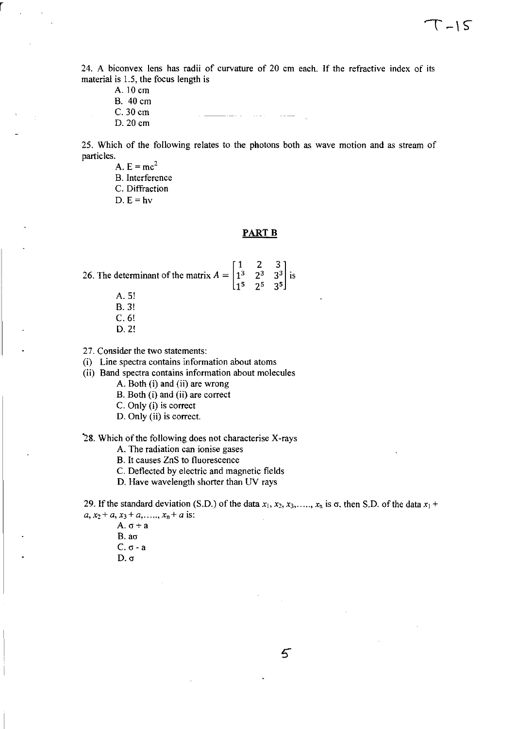24. A biconvex lens has radii of curvature of 20 cm each. If the refractive index of its material is 1.5, the focus length is

A. 10 cm
B. 40 cm
C. 30 cm
D. 20 cm

25. Which of the following relates to the photons both as wave motion and as stream of particles.

A. $E = mc^2$
B. Interference
C. Diffraction
D. $E = hv$

## PART B

26. The determinant of the matrix $A = \begin{bmatrix} 1 & 2 & 3 \\ 1^3 & 2^3 & 3^3 \\ 1^5 & 2^5 & 3^5 \end{bmatrix}$ is

A. 5!
B. 3!
C. 6!
D. 2!

27. Consider the two statements:

(i) Line spectra contains information about atoms
(ii) Band spectra contains information about molecules

A. Both (i) and (ii) are wrong
B. Both (i) and (ii) are correct
C. Only (i) is correct
D. Only (ii) is correct.

28. Which of the following does not characterise X-rays

A. The radiation can ionise gases
B. It causes ZnS to fluorescence
C. Deflected by electric and magnetic fields
D. Have wavelength shorter than UV rays

29. If the standard deviation (S.D.) of the data $x_1, x_2, x_3, \ldots, x_n$ is $\sigma$, then S.D. of the data $x_1 + a, x_2 + a, x_3 + a, \ldots, x_n + a$ is:

A. $\sigma + a$
B. $a\sigma$
C. $\sigma - a$
D. $\sigma$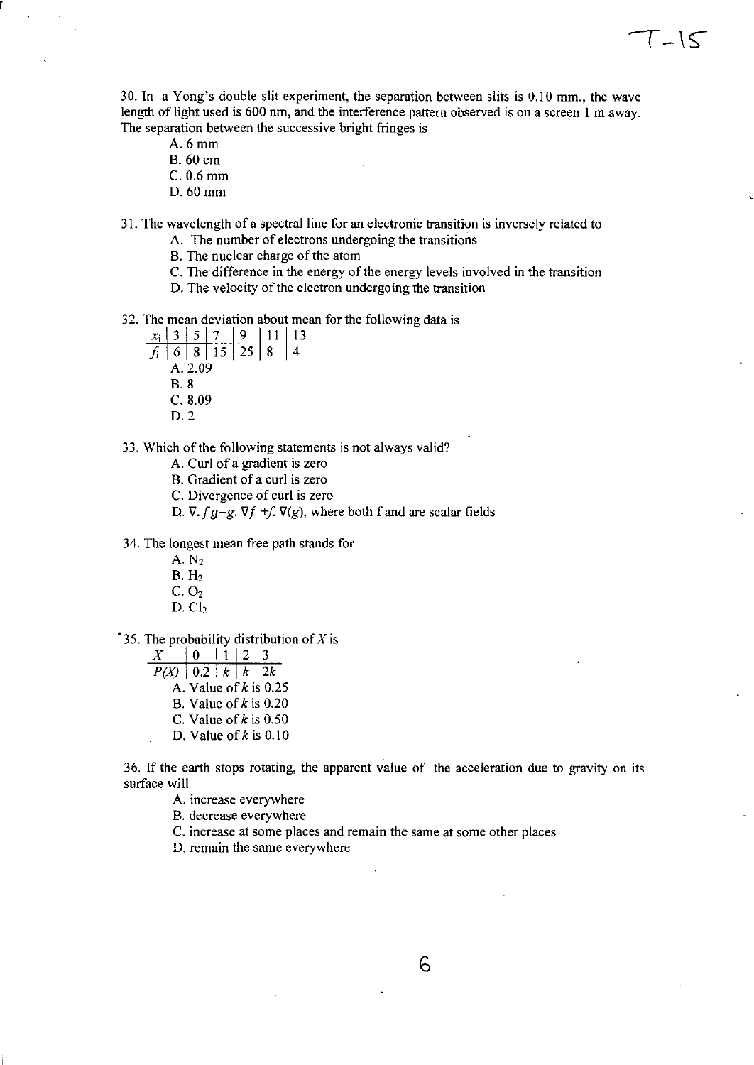30. In a Yong's double slit experiment, the separation between slits is 0.10 mm., the wave length of light used is 600 nm, and the interference pattern observed is on a screen 1 m away. The separation between the successive bright fringes is

A. 6 mm
B. 60 cm
C. 0.6 mm
D. 60 mm

31. The wavelength of a spectral line for an electronic transition is inversely related to

A. The number of electrons undergoing the transitions
B. The nuclear charge of the atom
C. The difference in the energy of the energy levels involved in the transition
D. The velocity of the electron undergoing the transition

32. The mean deviation about mean for the following data is

| $x_i$ | 3 | 5 | 7 | 9 | 11 | 13 |
|---|---|---|---|---|---|---|
| $f_i$ | 6 | 8 | 15 | 25 | 8 | 4 |

A. 2.09
B. 8
C. 8.09
D. 2

33. Which of the following statements is not always valid?

A. Curl of a gradient is zero
B. Gradient of a curl is zero
C. Divergence of curl is zero
D. $\nabla . fg = g. \nabla f + f. \nabla (g)$, where both f and are scalar fields

34. The longest mean free path stands for

A. $N_2$
B. $H_2$
C. $O_2$
D. $Cl_2$

35. The probability distribution of $X$ is

| $X$ | 0 | 1 | 2 | 3 |
|---|---|---|---|---|
| $P(X)$ | 0.2 | $k$ | $k$ | $2k$ |

A. Value of $k$ is 0.25
B. Value of $k$ is 0.20
C. Value of $k$ is 0.50
D. Value of $k$ is 0.10

36. If the earth stops rotating, the apparent value of the acceleration due to gravity on its surface will

A. increase everywhere
B. decrease everywhere
C. increase at some places and remain the same at some other places
D. remain the same everywhere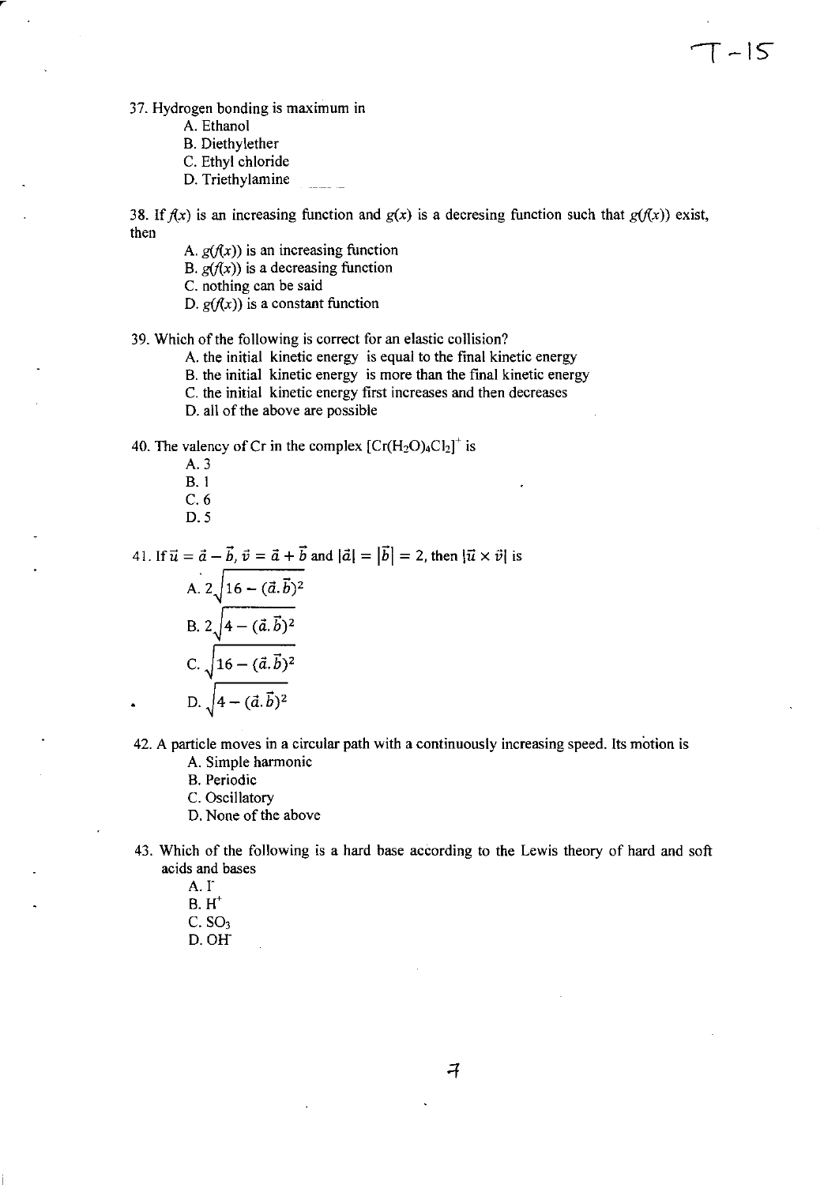37. Hydrogen bonding is maximum in

   A. Ethanol
   B. Diethylether
   C. Ethyl chloride
   D. Triethylamine

38. If $f(x)$ is an increasing function and $g(x)$ is a decresing function such that $g(f(x))$ exist, then

   A. $g(f(x))$ is an increasing function
   B. $g(f(x))$ is a decreasing function
   C. nothing can be said
   D. $g(f(x))$ is a constant function

39. Which of the following is correct for an elastic collision?

   A. the initial kinetic energy is equal to the final kinetic energy
   B. the initial kinetic energy is more than the final kinetic energy
   C. the initial kinetic energy first increases and then decreases
   D. all of the above are possible

40. The valency of Cr in the complex $[Cr(H_2O)_4Cl_2]^+$ is

   A. 3
   B. 1
   C. 6
   D. 5

41. If $\vec{u} = \vec{a} - \vec{b}$, $\vec{v} = \vec{a} + \vec{b}$ and $|\vec{a}| = |\vec{b}| = 2$, then $|\vec{u} \times \vec{v}|$ is

   A. $2\sqrt{16 - (\vec{a}.\vec{b})^2}$
   B. $2\sqrt{4 - (\vec{a}.\vec{b})^2}$
   C. $\sqrt{16 - (\vec{a}.\vec{b})^2}$
   D. $\sqrt{4 - (\vec{a}.\vec{b})^2}$

42. A particle moves in a circular path with a continuously increasing speed. Its motion is

   A. Simple harmonic
   B. Periodic
   C. Oscillatory
   D. None of the above

43. Which of the following is a hard base according to the Lewis theory of hard and soft acids and bases

   A. $I^-$
   B. $H^+$
   C. $SO_3$
   D. $OH^-$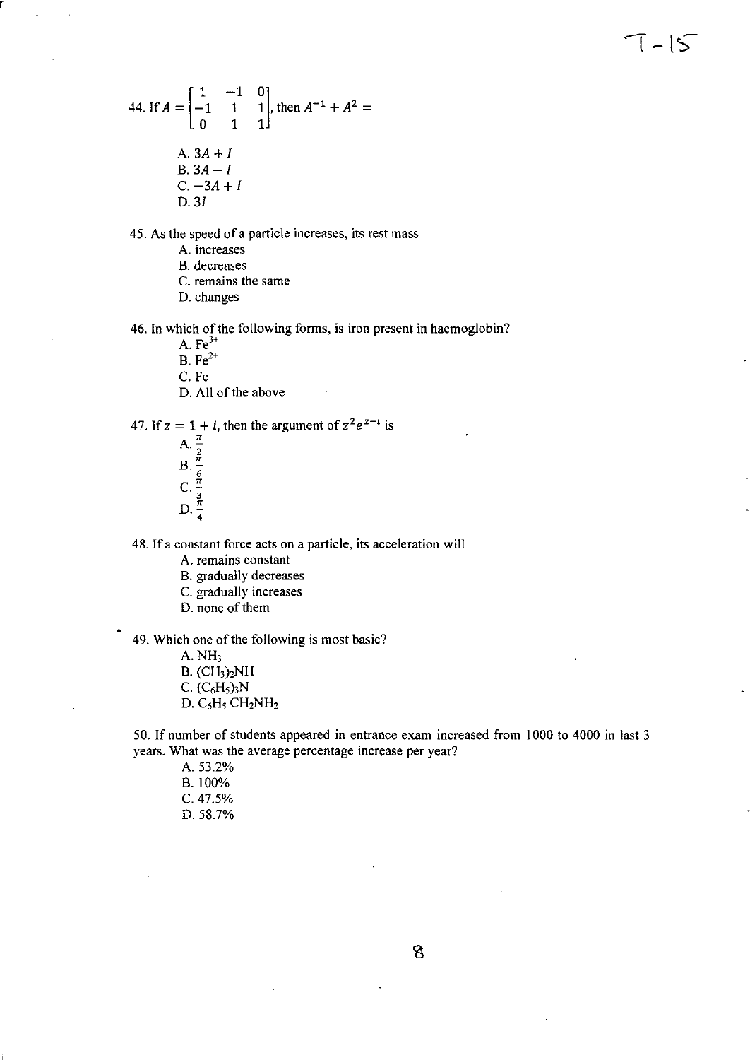44. If $A = \begin{bmatrix} 1 & -1 & 0 \\ -1 & 1 & 1 \\ 0 & 1 & 1 \end{bmatrix}$, then $A^{-1} + A^2 =$

A. $3A + I$
B. $3A - I$
C. $-3A + I$
D. $3I$

45. As the speed of a particle increases, its rest mass

A. increases
B. decreases
C. remains the same
D. changes

46. In which of the following forms, is iron present in haemoglobin?

A. $Fe^{3+}$
B. $Fe^{2+}$
C. Fe
D. All of the above

47. If $z = 1 + i$, then the argument of $z^2 e^{z-i}$ is

A. $\frac{\pi}{2}$
B. $\frac{\pi}{6}$
C. $\frac{\pi}{3}$
D. $\frac{\pi}{4}$

48. If a constant force acts on a particle, its acceleration will

A. remains constant
B. gradually decreases
C. gradually increases
D. none of them

49. Which one of the following is most basic?

A. $NH_3$
B. $(CH_3)_2NH$
C. $(C_6H_5)_3N$
D. $C_6H_5\ CH_2NH_2$

50. If number of students appeared in entrance exam increased from 1000 to 4000 in last 3 years. What was the average percentage increase per year?

A. 53.2%
B. 100%
C. 47.5%
D. 58.7%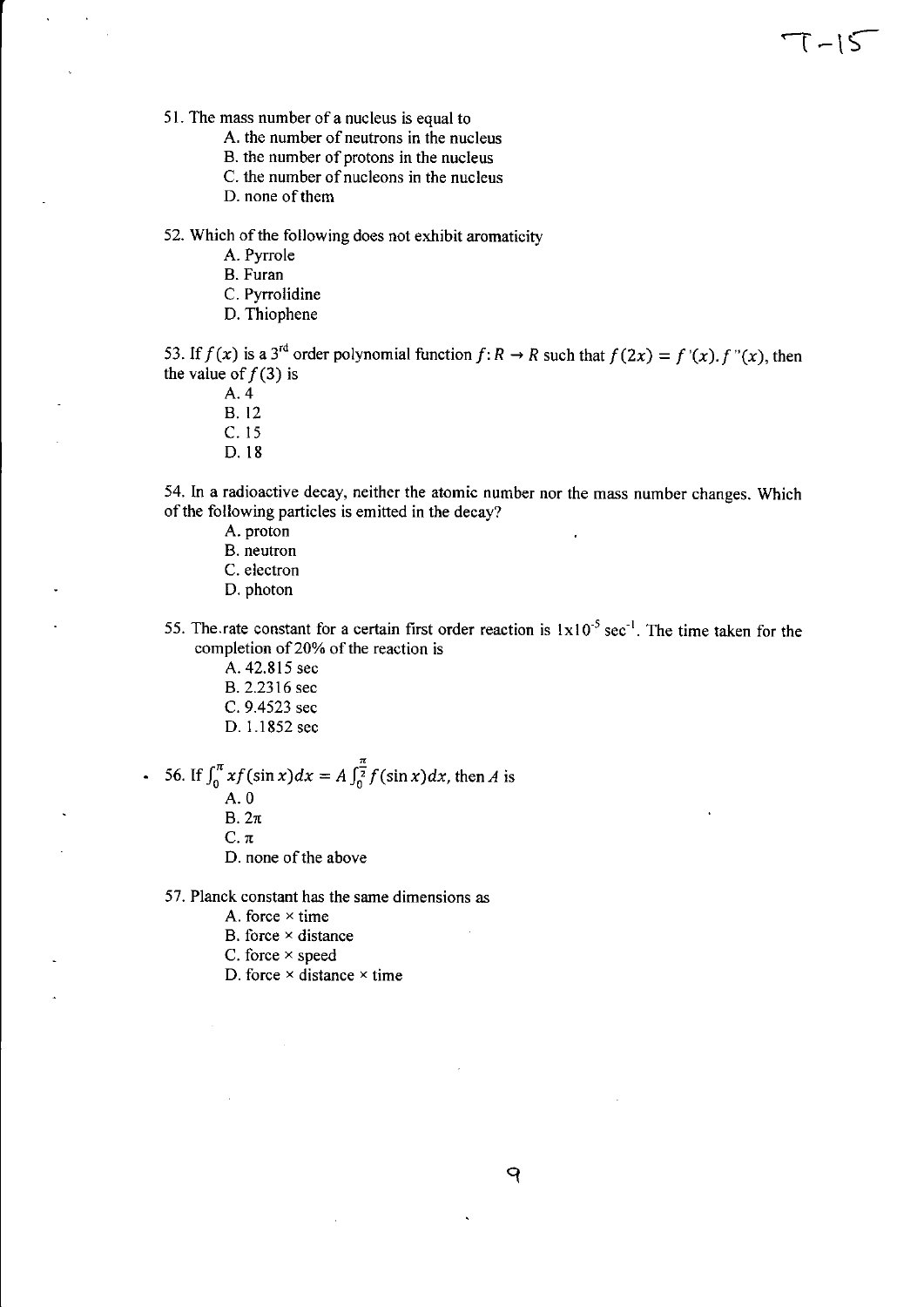51. The mass number of a nucleus is equal to

   A. the number of neutrons in the nucleus
   B. the number of protons in the nucleus
   C. the number of nucleons in the nucleus
   D. none of them

52. Which of the following does not exhibit aromaticity

   A. Pyrrole
   B. Furan
   C. Pyrrolidine
   D. Thiophene

53. If $f(x)$ is a 3rd order polynomial function $f: R \rightarrow R$ such that $f(2x) = f'(x).f''(x)$, then the value of $f(3)$ is

   A. 4
   B. 12
   C. 15
   D. 18

54. In a radioactive decay, neither the atomic number nor the mass number changes. Which of the following particles is emitted in the decay?

   A. proton
   B. neutron
   C. electron
   D. photon

55. The rate constant for a certain first order reaction is $1 \times 10^{-5}$ $sec^{-1}$. The time taken for the completion of 20% of the reaction is

   A. 42.815 sec
   B. 2.2316 sec
   C. 9.4523 sec
   D. 1.1852 sec

56. If $\int_0^{\pi} x f(\sin x) dx = A \int_0^{\frac{\pi}{2}} f(\sin x) dx$, then $A$ is

   A. 0
   B. $2\pi$
   C. $\pi$
   D. none of the above

57. Planck constant has the same dimensions as

   A. force × time
   B. force × distance
   C. force × speed
   D. force × distance × time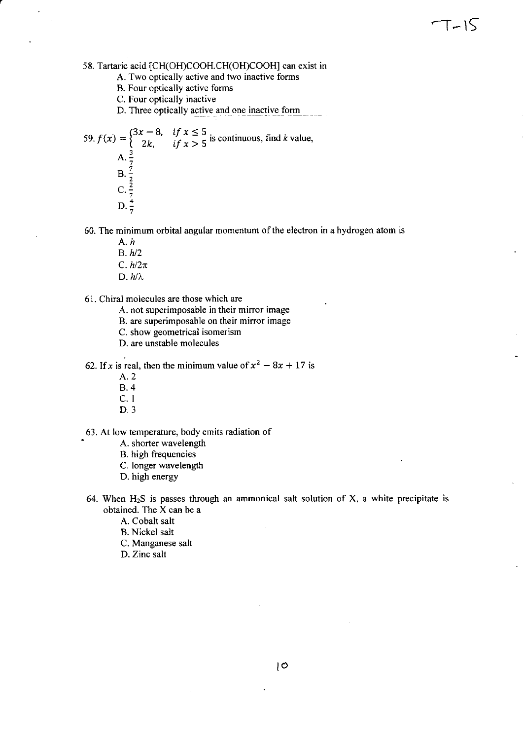58. Tartaric acid [CH(OH)COOH.CH(OH)COOH] can exist in

   A. Two optically active and two inactive forms
   B. Four optically active forms
   C. Four optically inactive
   D. Three optically active and one inactive form

59. $f(x) = \begin{cases} 3x - 8, & if\ x \leq 5 \\ 2k, & if\ x > 5 \end{cases}$ is continuous, find $k$ value,

   A. $\frac{3}{7}$
   B. $\frac{7}{2}$
   C. $\frac{2}{7}$
   D. $\frac{4}{7}$

60. The minimum orbital angular momentum of the electron in a hydrogen atom is

   A. $h$
   B. $h/2$
   C. $h/2\pi$
   D. $h/\lambda$

61. Chiral molecules are those which are

   A. not superimposable in their mirror image
   B. are superimposable on their mirror image
   C. show geometrical isomerism
   D. are unstable molecules

62. If $x$ is real, then the minimum value of $x^2 - 8x + 17$ is

   A. 2
   B. 4
   C. 1
   D. 3

63. At low temperature, body emits radiation of

   A. shorter wavelength
   B. high frequencies
   C. longer wavelength
   D. high energy

64. When $H_2S$ is passes through an ammonical salt solution of X, a white precipitate is obtained. The X can be a

   A. Cobalt salt
   B. Nickel salt
   C. Manganese salt
   D. Zinc salt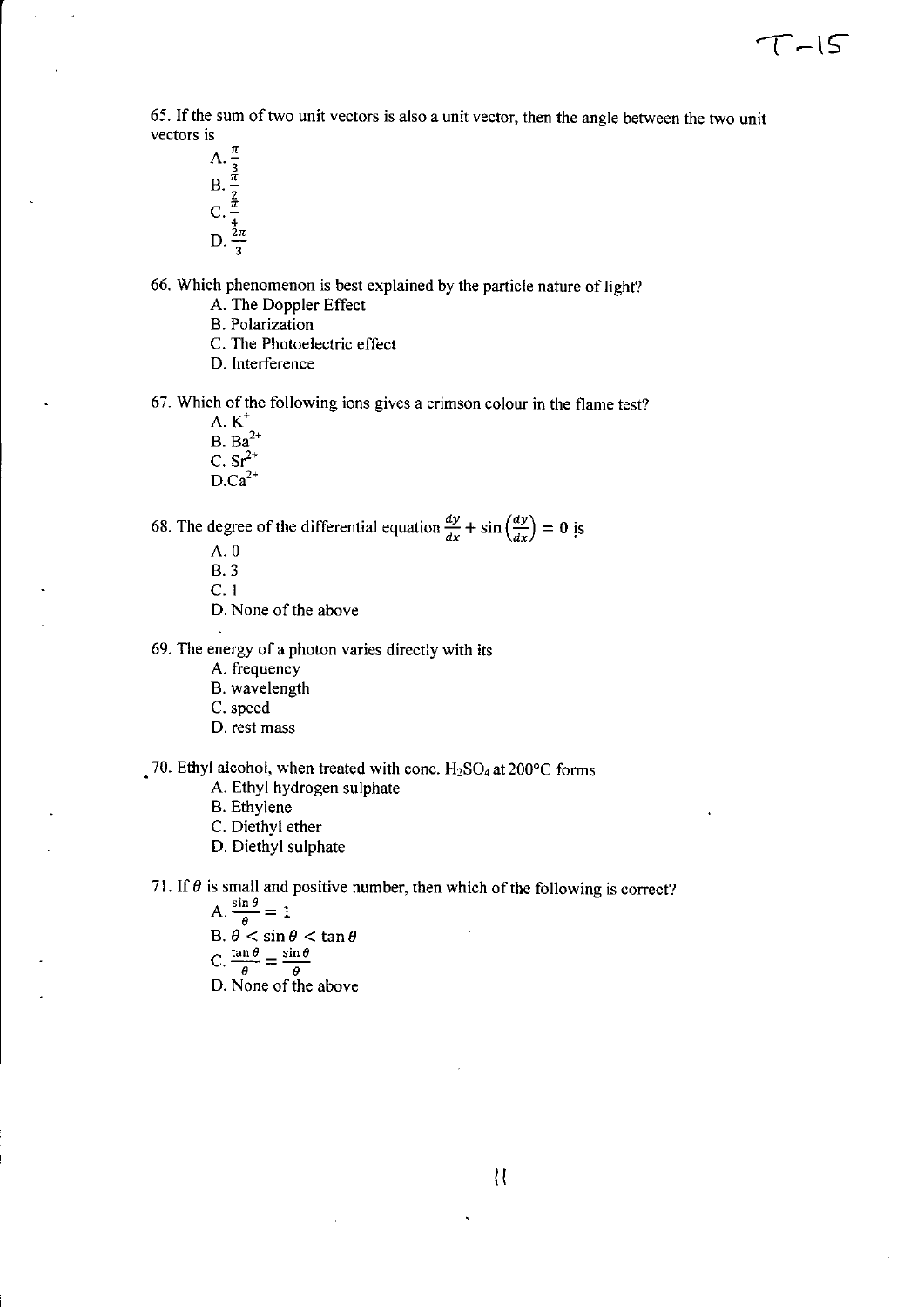65. If the sum of two unit vectors is also a unit vector, then the angle between the two unit vectors is

A. $\frac{\pi}{3}$
B. $\frac{\pi}{2}$
C. $\frac{\pi}{4}$
D. $\frac{2\pi}{3}$

66. Which phenomenon is best explained by the particle nature of light?

A. The Doppler Effect
B. Polarization
C. The Photoelectric effect
D. Interference

67. Which of the following ions gives a crimson colour in the flame test?

A. $K^{+}$
B. $Ba^{2+}$
C. $Sr^{2+}$
D. $Ca^{2+}$

68. The degree of the differential equation $\frac{dy}{dx} + \sin\left(\frac{dy}{dx}\right) = 0$ is

A. 0
B. 3
C. 1
D. None of the above

69. The energy of a photon varies directly with its

A. frequency
B. wavelength
C. speed
D. rest mass

70. Ethyl alcohol, when treated with conc. $H_2SO_4$ at 200°C forms

A. Ethyl hydrogen sulphate
B. Ethylene
C. Diethyl ether
D. Diethyl sulphate

71. If $\theta$ is small and positive number, then which of the following is correct?

A. $\frac{\sin\theta}{\theta} = 1$
B. $\theta < \sin\theta < \tan\theta$
C. $\frac{\tan\theta}{\theta} = \frac{\sin\theta}{\theta}$
D. None of the above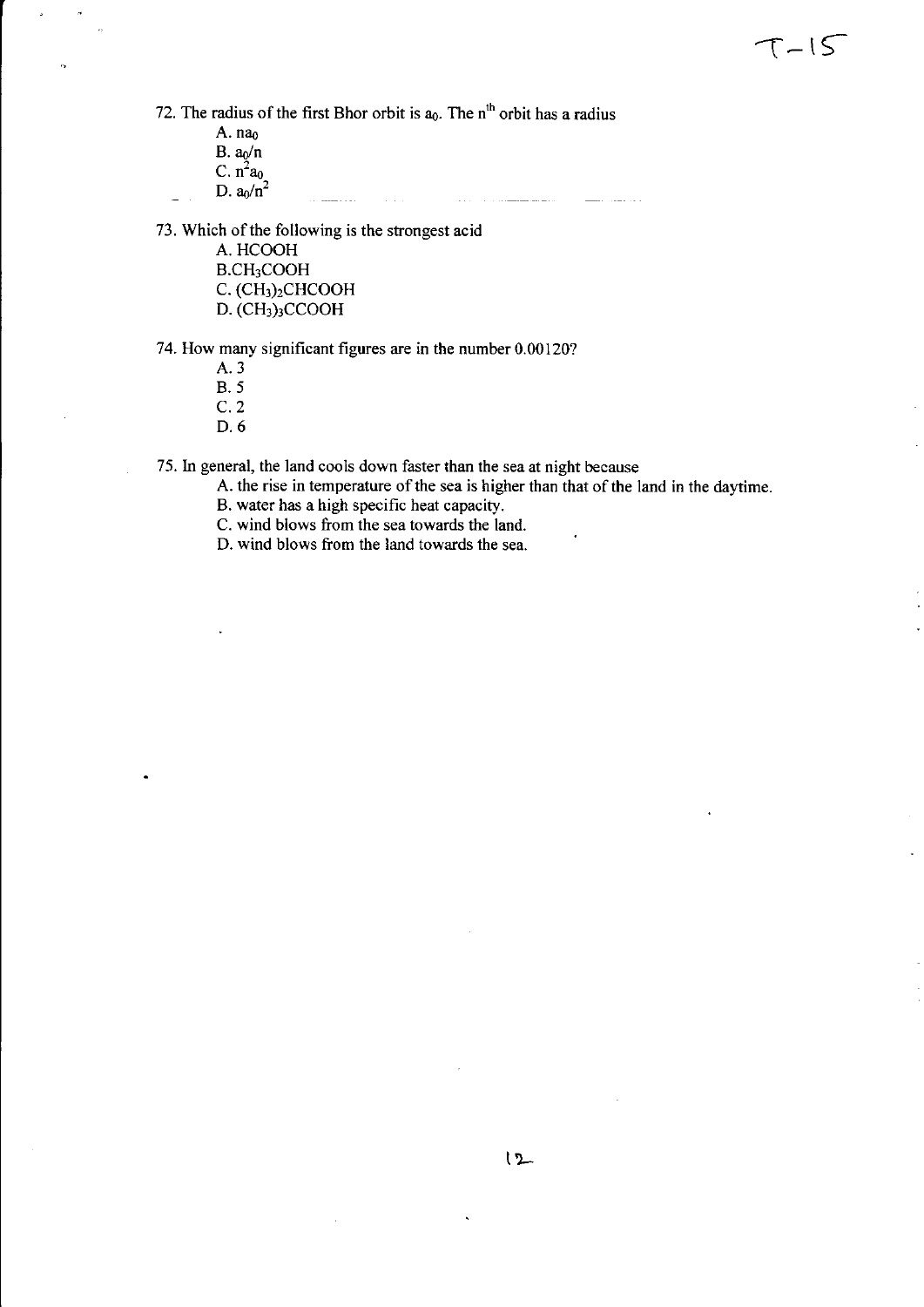72. The radius of the first Bhor orbit is $a_0$. The $n^{th}$ orbit has a radius

A. $na_0$
B. $a_0/n$
C. $n^2a_0$
D. $a_0/n^2$

73. Which of the following is the strongest acid

A. $HCOOH$
B. $CH_3COOH$
C. $(CH_3)_2CHCOOH$
D. $(CH_3)_3CCOOH$

74. How many significant figures are in the number 0.00120?

A. 3
B. 5
C. 2
D. 6

75. In general, the land cools down faster than the sea at night because

A. the rise in temperature of the sea is higher than that of the land in the daytime.
B. water has a high specific heat capacity.
C. wind blows from the sea towards the land.
D. wind blows from the land towards the sea.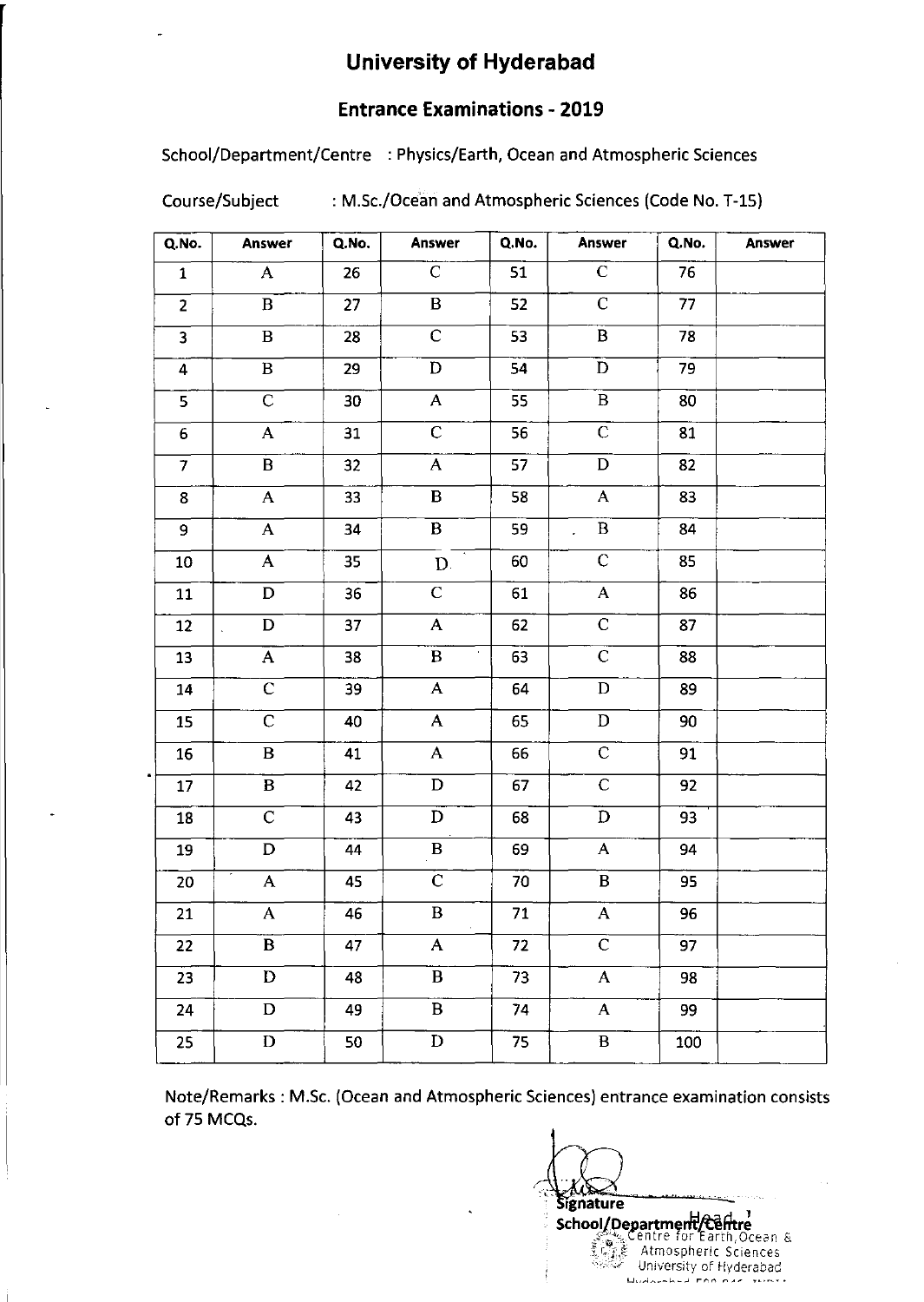# University of Hyderabad

## Entrance Examinations - 2019

School/Department/Centre : Physics/Earth, Ocean and Atmospheric Sciences

Course/Subject : M.Sc./Ocean and Atmospheric Sciences (Code No. T-15)

| Q.No. | Answer | Q.No. | Answer | Q.No. | Answer | Q.No. | Answer |
|---|---|---|---|---|---|---|---|
| 1 | A | 26 | C | 51 | C | 76 | |
| 2 | B | 27 | B | 52 | C | 77 | |
| 3 | B | 28 | C | 53 | B | 78 | |
| 4 | B | 29 | D | 54 | D | 79 | |
| 5 | C | 30 | A | 55 | B | 80 | |
| 6 | A | 31 | C | 56 | C | 81 | |
| 7 | B | 32 | A | 57 | D | 82 | |
| 8 | A | 33 | B | 58 | A | 83 | |
| 9 | A | 34 | B | 59 | B | 84 | |
| 10 | A | 35 | D | 60 | C | 85 | |
| 11 | D | 36 | C | 61 | A | 86 | |
| 12 | D | 37 | A | 62 | C | 87 | |
| 13 | A | 38 | B | 63 | C | 88 | |
| 14 | C | 39 | A | 64 | D | 89 | |
| 15 | C | 40 | A | 65 | D | 90 | |
| 16 | B | 41 | A | 66 | C | 91 | |
| 17 | B | 42 | D | 67 | C | 92 | |
| 18 | C | 43 | D | 68 | D | 93 | |
| 19 | D | 44 | B | 69 | A | 94 | |
| 20 | A | 45 | C | 70 | B | 95 | |
| 21 | A | 46 | B | 71 | A | 96 | |
| 22 | B | 47 | A | 72 | C | 97 | |
| 23 | D | 48 | B | 73 | A | 98 | |
| 24 | D | 49 | B | 74 | A | 99 | |
| 25 | D | 50 | D | 75 | B | 100 | |

Note/Remarks : M.Sc. (Ocean and Atmospheric Sciences) entrance examination consists of 75 MCQs.

Signature
School/Department/Centre
Head
Centre for Earth, Ocean & Atmospheric Sciences
University of Hyderabad